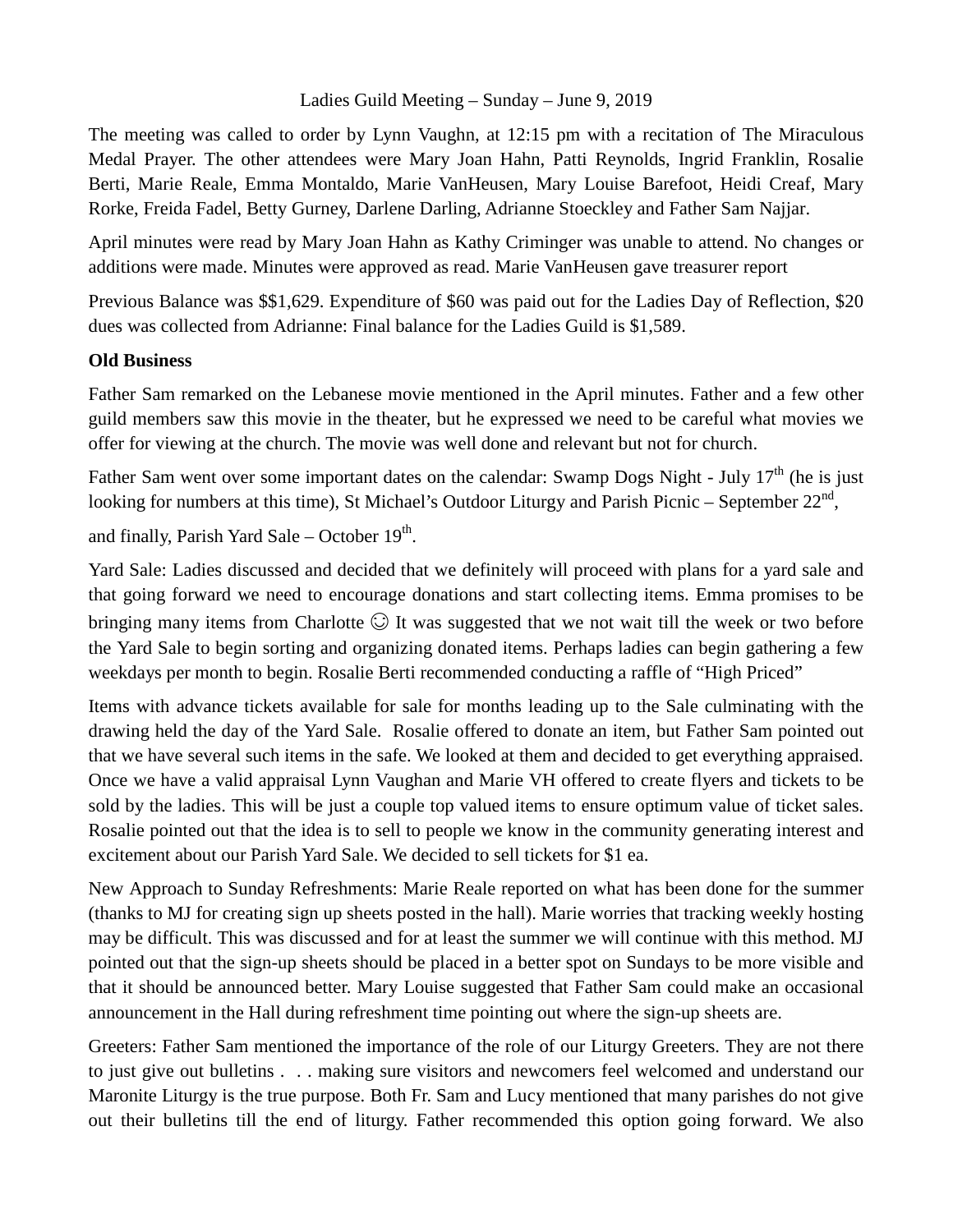Ladies Guild Meeting – Sunday – June 9, 2019

The meeting was called to order by Lynn Vaughn, at 12:15 pm with a recitation of The Miraculous Medal Prayer. The other attendees were Mary Joan Hahn, Patti Reynolds, Ingrid Franklin, Rosalie Berti, Marie Reale, Emma Montaldo, Marie VanHeusen, Mary Louise Barefoot, Heidi Creaf, Mary Rorke, Freida Fadel, Betty Gurney, Darlene Darling, Adrianne Stoeckley and Father Sam Najjar.

April minutes were read by Mary Joan Hahn as Kathy Criminger was unable to attend. No changes or additions were made. Minutes were approved as read. Marie VanHeusen gave treasurer report

Previous Balance was $$1,629. Expenditure of $60 was paid out for the Ladies Day of Reflection, $20 dues was collected from Adrianne: Final balance for the Ladies Guild is $1,589.

**Old Business**

Father Sam remarked on the Lebanese movie mentioned in the April minutes. Father and a few other guild members saw this movie in the theater, but he expressed we need to be careful what movies we offer for viewing at the church. The movie was well done and relevant but not for church.

Father Sam went over some important dates on the calendar: Swamp Dogs Night - July 17th (he is just looking for numbers at this time), St Michael's Outdoor Liturgy and Parish Picnic – September 22nd,

and finally, Parish Yard Sale – October 19th.

Yard Sale: Ladies discussed and decided that we definitely will proceed with plans for a yard sale and that going forward we need to encourage donations and start collecting items. Emma promises to be bringing many items from Charlotte ☺ It was suggested that we not wait till the week or two before the Yard Sale to begin sorting and organizing donated items. Perhaps ladies can begin gathering a few weekdays per month to begin. Rosalie Berti recommended conducting a raffle of "High Priced"

Items with advance tickets available for sale for months leading up to the Sale culminating with the drawing held the day of the Yard Sale. Rosalie offered to donate an item, but Father Sam pointed out that we have several such items in the safe. We looked at them and decided to get everything appraised. Once we have a valid appraisal Lynn Vaughan and Marie VH offered to create flyers and tickets to be sold by the ladies. This will be just a couple top valued items to ensure optimum value of ticket sales. Rosalie pointed out that the idea is to sell to people we know in the community generating interest and excitement about our Parish Yard Sale. We decided to sell tickets for $1 ea.

New Approach to Sunday Refreshments: Marie Reale reported on what has been done for the summer (thanks to MJ for creating sign up sheets posted in the hall). Marie worries that tracking weekly hosting may be difficult. This was discussed and for at least the summer we will continue with this method. MJ pointed out that the sign-up sheets should be placed in a better spot on Sundays to be more visible and that it should be announced better. Mary Louise suggested that Father Sam could make an occasional announcement in the Hall during refreshment time pointing out where the sign-up sheets are.

Greeters: Father Sam mentioned the importance of the role of our Liturgy Greeters. They are not there to just give out bulletins . . . making sure visitors and newcomers feel welcomed and understand our Maronite Liturgy is the true purpose. Both Fr. Sam and Lucy mentioned that many parishes do not give out their bulletins till the end of liturgy. Father recommended this option going forward. We also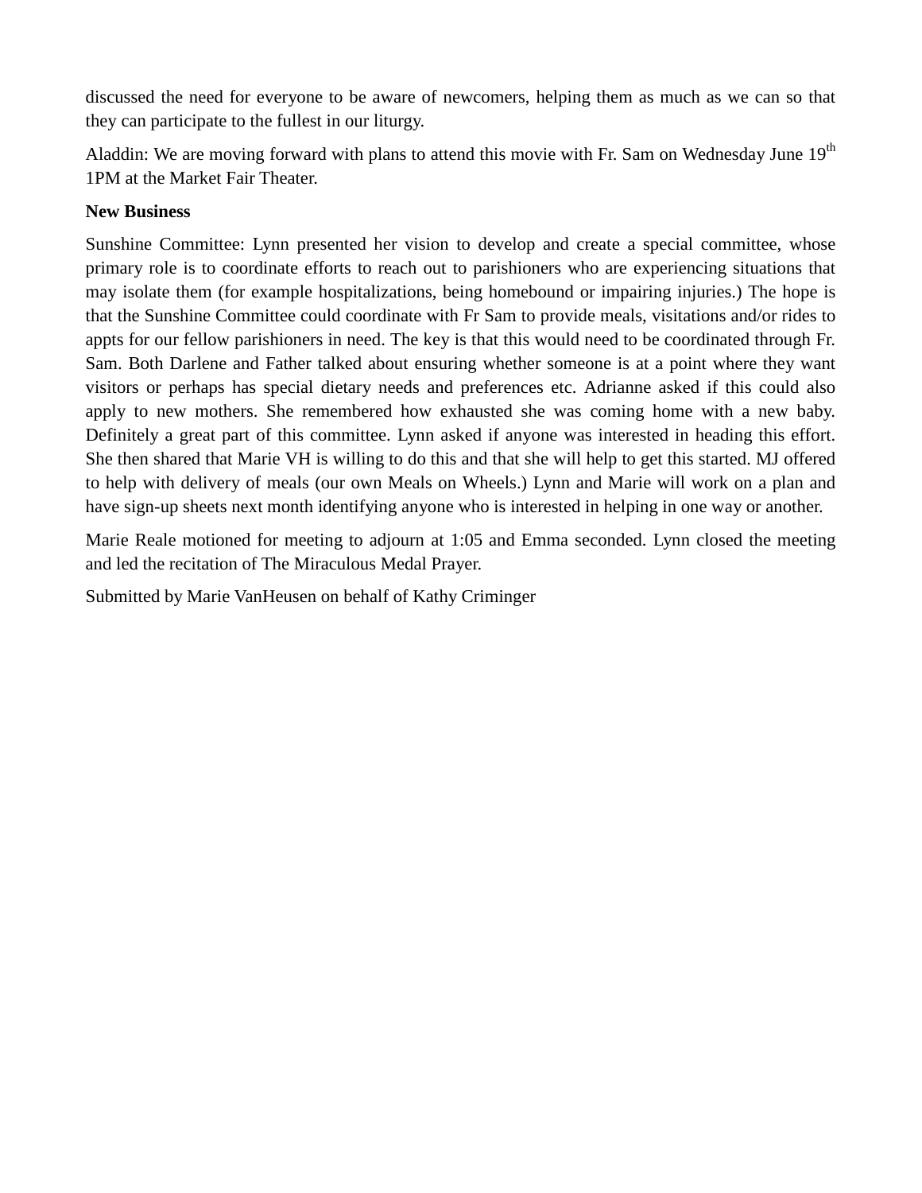discussed the need for everyone to be aware of newcomers, helping them as much as we can so that they can participate to the fullest in our liturgy.

Aladdin: We are moving forward with plans to attend this movie with Fr. Sam on Wednesday June 19th 1PM at the Market Fair Theater.

**New Business**

Sunshine Committee: Lynn presented her vision to develop and create a special committee, whose primary role is to coordinate efforts to reach out to parishioners who are experiencing situations that may isolate them (for example hospitalizations, being homebound or impairing injuries.) The hope is that the Sunshine Committee could coordinate with Fr Sam to provide meals, visitations and/or rides to appts for our fellow parishioners in need. The key is that this would need to be coordinated through Fr. Sam. Both Darlene and Father talked about ensuring whether someone is at a point where they want visitors or perhaps has special dietary needs and preferences etc. Adrianne asked if this could also apply to new mothers. She remembered how exhausted she was coming home with a new baby. Definitely a great part of this committee. Lynn asked if anyone was interested in heading this effort. She then shared that Marie VH is willing to do this and that she will help to get this started. MJ offered to help with delivery of meals (our own Meals on Wheels.) Lynn and Marie will work on a plan and have sign-up sheets next month identifying anyone who is interested in helping in one way or another.

Marie Reale motioned for meeting to adjourn at 1:05 and Emma seconded. Lynn closed the meeting and led the recitation of The Miraculous Medal Prayer.

Submitted by Marie VanHeusen on behalf of Kathy Criminger